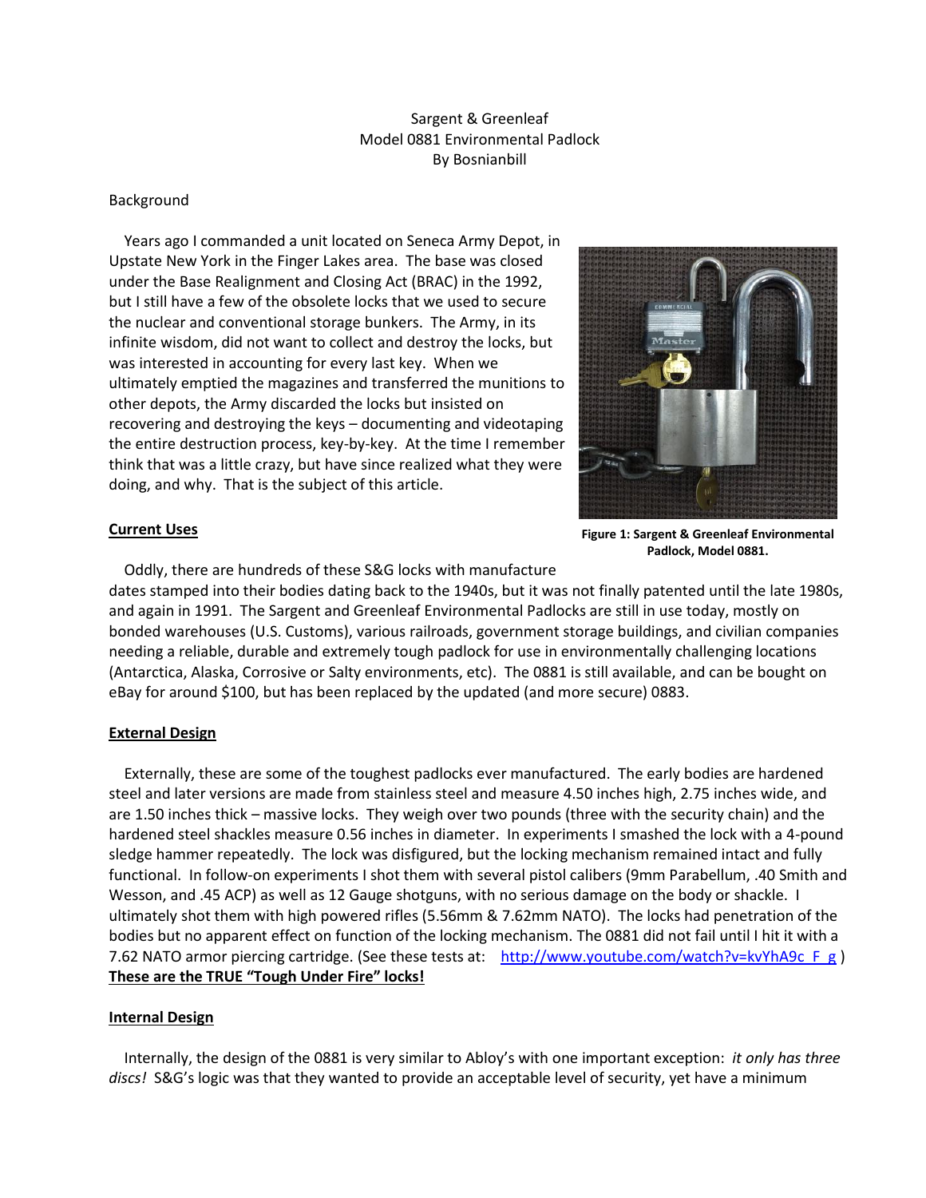Sargent & Greenleaf
Model 0881 Environmental Padlock
By Bosnianbill

Background

Years ago I commanded a unit located on Seneca Army Depot, in Upstate New York in the Finger Lakes area. The base was closed under the Base Realignment and Closing Act (BRAC) in the 1992, but I still have a few of the obsolete locks that we used to secure the nuclear and conventional storage bunkers. The Army, in its infinite wisdom, did not want to collect and destroy the locks, but was interested in accounting for every last key. When we ultimately emptied the magazines and transferred the munitions to other depots, the Army discarded the locks but insisted on recovering and destroying the keys – documenting and videotaping the entire destruction process, key-by-key. At the time I remember think that was a little crazy, but have since realized what they were doing, and why. That is the subject of this article.

**Figure 1: Sargent & Greenleaf Environmental Padlock, Model 0881.**

## Current Uses

Oddly, there are hundreds of these S&G locks with manufacture dates stamped into their bodies dating back to the 1940s, but it was not finally patented until the late 1980s, and again in 1991. The Sargent and Greenleaf Environmental Padlocks are still in use today, mostly on bonded warehouses (U.S. Customs), various railroads, government storage buildings, and civilian companies needing a reliable, durable and extremely tough padlock for use in environmentally challenging locations (Antarctica, Alaska, Corrosive or Salty environments, etc). The 0881 is still available, and can be bought on eBay for around $100, but has been replaced by the updated (and more secure) 0883.

## External Design

Externally, these are some of the toughest padlocks ever manufactured. The early bodies are hardened steel and later versions are made from stainless steel and measure 4.50 inches high, 2.75 inches wide, and are 1.50 inches thick – massive locks. They weigh over two pounds (three with the security chain) and the hardened steel shackles measure 0.56 inches in diameter. In experiments I smashed the lock with a 4-pound sledge hammer repeatedly. The lock was disfigured, but the locking mechanism remained intact and fully functional. In follow-on experiments I shot them with several pistol calibers (9mm Parabellum, .40 Smith and Wesson, and .45 ACP) as well as 12 Gauge shotguns, with no serious damage on the body or shackle. I ultimately shot them with high powered rifles (5.56mm & 7.62mm NATO). The locks had penetration of the bodies but no apparent effect on function of the locking mechanism. The 0881 did not fail until I hit it with a 7.62 NATO armor piercing cartridge. (See these tests at: http://www.youtube.com/watch?v=kvYhA9c_F_g )
**These are the TRUE "Tough Under Fire" locks!**

## Internal Design

Internally, the design of the 0881 is very similar to Abloy's with one important exception: *it only has three discs!* S&G's logic was that they wanted to provide an acceptable level of security, yet have a minimum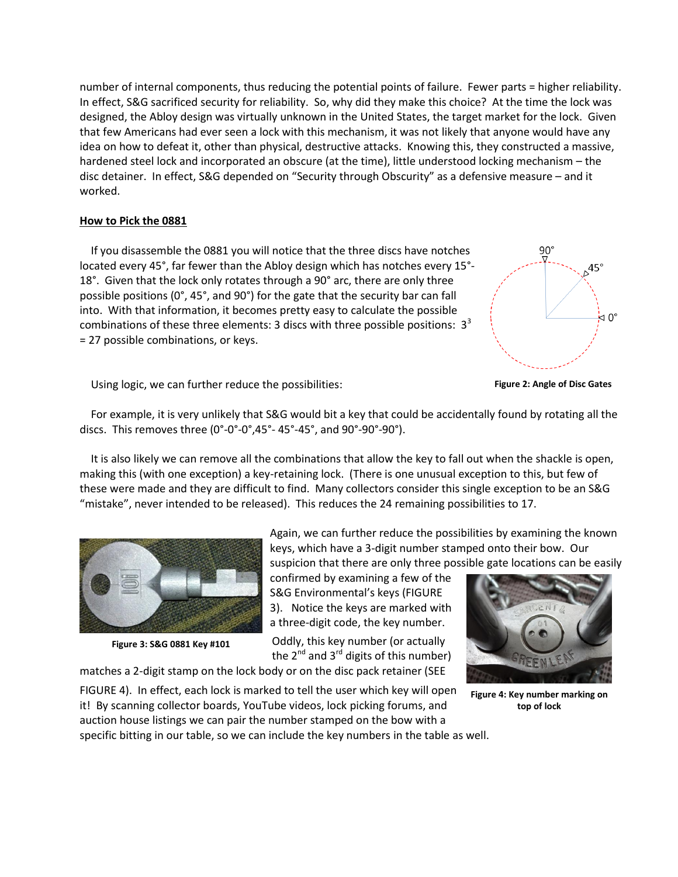number of internal components, thus reducing the potential points of failure. Fewer parts = higher reliability. In effect, S&G sacrificed security for reliability. So, why did they make this choice? At the time the lock was designed, the Abloy design was virtually unknown in the United States, the target market for the lock. Given that few Americans had ever seen a lock with this mechanism, it was not likely that anyone would have any idea on how to defeat it, other than physical, destructive attacks. Knowing this, they constructed a massive, hardened steel lock and incorporated an obscure (at the time), little understood locking mechanism – the disc detainer. In effect, S&G depended on "Security through Obscurity" as a defensive measure – and it worked.

## How to Pick the 0881

If you disassemble the 0881 you will notice that the three discs have notches located every 45°, far fewer than the Abloy design which has notches every 15°-18°. Given that the lock only rotates through a 90° arc, there are only three possible positions (0°, 45°, and 90°) for the gate that the security bar can fall into. With that information, it becomes pretty easy to calculate the possible combinations of these three elements: 3 discs with three possible positions: $3^3$ = 27 possible combinations, or keys.

**Figure 2: Angle of Disc Gates**

Using logic, we can further reduce the possibilities:

For example, it is very unlikely that S&G would bit a key that could be accidentally found by rotating all the discs. This removes three (0°-0°-0°,45°- 45°-45°, and 90°-90°-90°).

It is also likely we can remove all the combinations that allow the key to fall out when the shackle is open, making this (with one exception) a key-retaining lock. (There is one unusual exception to this, but few of these were made and they are difficult to find. Many collectors consider this single exception to be an S&G "mistake", never intended to be released). This reduces the 24 remaining possibilities to 17.

Again, we can further reduce the possibilities by examining the known keys, which have a 3-digit number stamped onto their bow. Our suspicion that there are only three possible gate locations can be easily confirmed by examining a few of the S&G Environmental's keys (FIGURE 3). Notice the keys are marked with a three-digit code, the key number. Oddly, this key number (or actually the 2nd and 3rd digits of this number) matches a 2-digit stamp on the lock body or on the disc pack retainer (SEE FIGURE 4). In effect, each lock is marked to tell the user which key will open it! By scanning collector boards, YouTube videos, lock picking forums, and auction house listings we can pair the number stamped on the bow with a specific bitting in our table, so we can include the key numbers in the table as well.

**Figure 3: S&G 0881 Key #101**

**Figure 4: Key number marking on top of lock**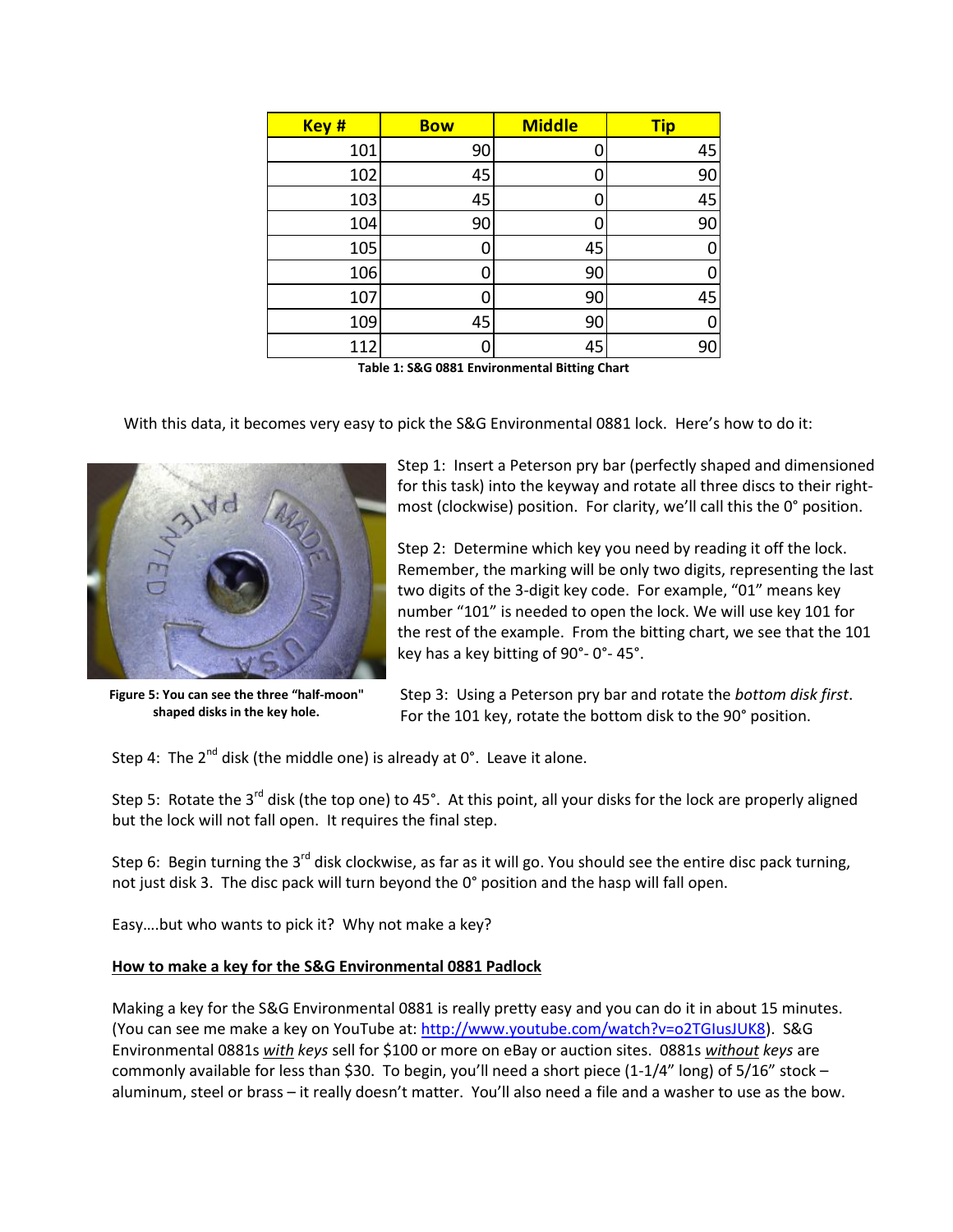| Key # | Bow | Middle | Tip |
|---|---|---|---|
| 101 | 90 | 0 | 45 |
| 102 | 45 | 0 | 90 |
| 103 | 45 | 0 | 45 |
| 104 | 90 | 0 | 90 |
| 105 | 0 | 45 | 0 |
| 106 | 0 | 90 | 0 |
| 107 | 0 | 90 | 45 |
| 109 | 45 | 90 | 0 |
| 112 | 0 | 45 | 90 |

**Table 1: S&G 0881 Environmental Bitting Chart**

With this data, it becomes very easy to pick the S&G Environmental 0881 lock. Here's how to do it:

**Figure 5: You can see the three "half-moon" shaped disks in the key hole.**

Step 1: Insert a Peterson pry bar (perfectly shaped and dimensioned for this task) into the keyway and rotate all three discs to their right-most (clockwise) position. For clarity, we'll call this the 0° position.

Step 2: Determine which key you need by reading it off the lock. Remember, the marking will be only two digits, representing the last two digits of the 3-digit key code. For example, "01" means key number "101" is needed to open the lock. We will use key 101 for the rest of the example. From the bitting chart, we see that the 101 key has a key bitting of 90°- 0°- 45°.

Step 3: Using a Peterson pry bar and rotate the *bottom disk first*. For the 101 key, rotate the bottom disk to the 90° position.

Step 4: The 2nd disk (the middle one) is already at 0°. Leave it alone.

Step 5: Rotate the 3rd disk (the top one) to 45°. At this point, all your disks for the lock are properly aligned but the lock will not fall open. It requires the final step.

Step 6: Begin turning the 3rd disk clockwise, as far as it will go. You should see the entire disc pack turning, not just disk 3. The disc pack will turn beyond the 0° position and the hasp will fall open.

Easy….but who wants to pick it? Why not make a key?

## How to make a key for the S&G Environmental 0881 Padlock

Making a key for the S&G Environmental 0881 is really pretty easy and you can do it in about 15 minutes. (You can see me make a key on YouTube at: http://www.youtube.com/watch?v=o2TGIusJUK8). S&G Environmental 0881s *with keys* sell for $100 or more on eBay or auction sites. 0881s *without keys* are commonly available for less than $30. To begin, you'll need a short piece (1-1/4" long) of 5/16" stock – aluminum, steel or brass – it really doesn't matter. You'll also need a file and a washer to use as the bow.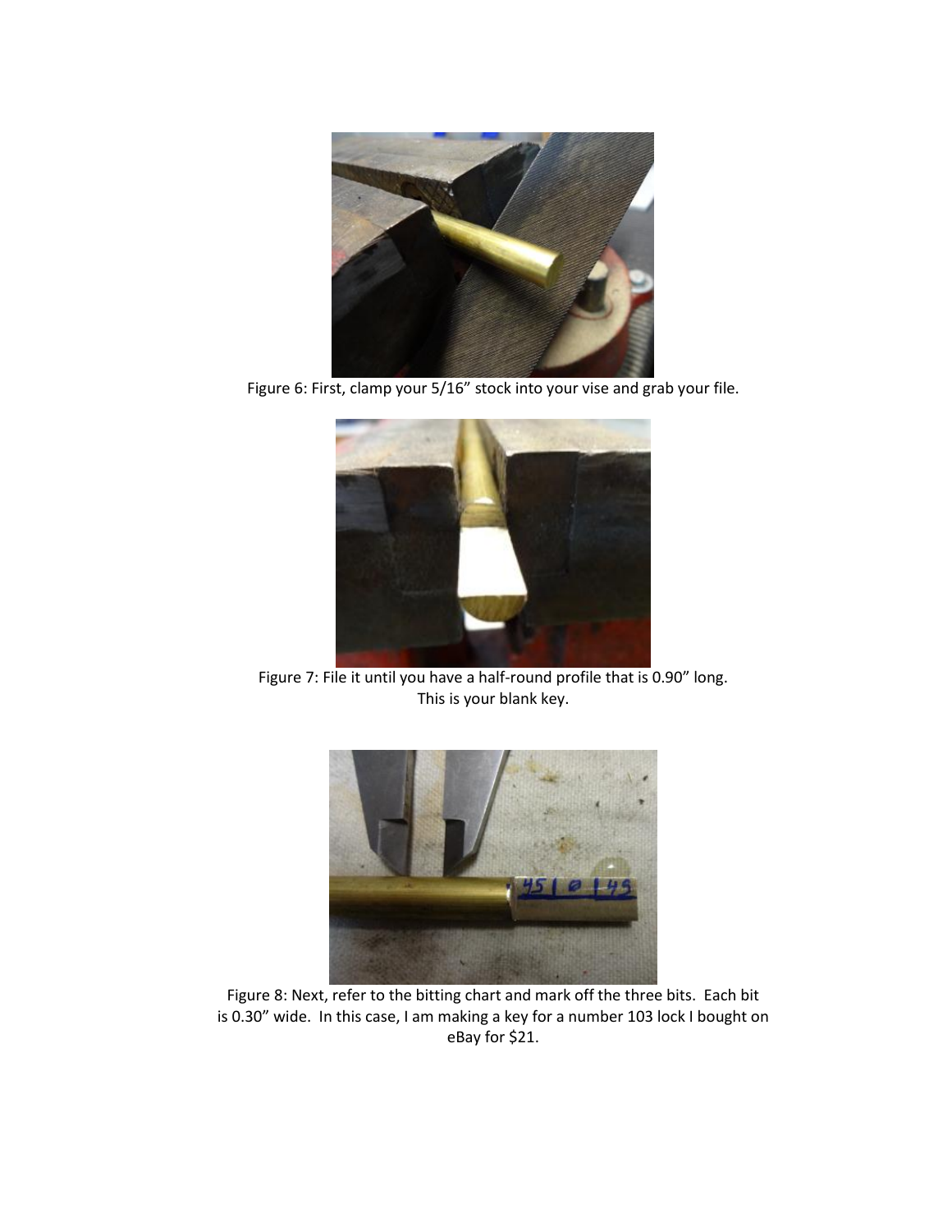Figure 6: First, clamp your 5/16” stock into your vise and grab your file.

Figure 7: File it until you have a half-round profile that is 0.90” long. This is your blank key.

Figure 8: Next, refer to the bitting chart and mark off the three bits. Each bit is 0.30” wide. In this case, I am making a key for a number 103 lock I bought on eBay for $21.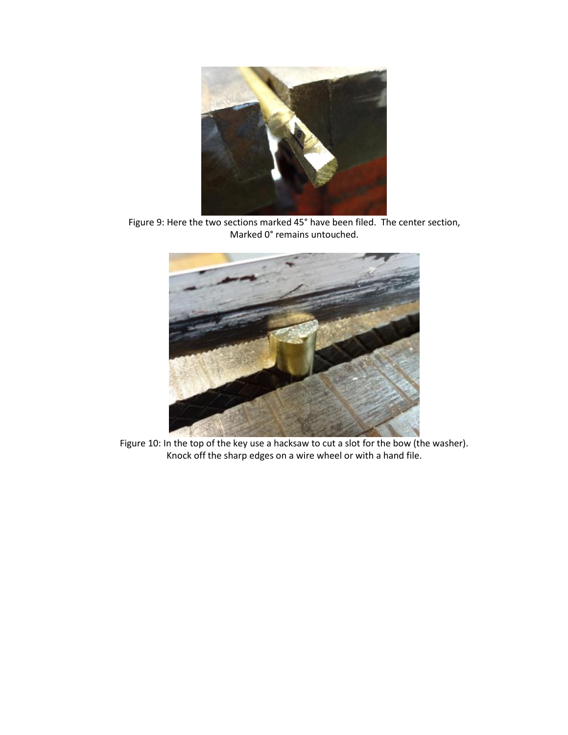Figure 9: Here the two sections marked 45° have been filed. The center section, Marked 0° remains untouched.

Figure 10: In the top of the key use a hacksaw to cut a slot for the bow (the washer). Knock off the sharp edges on a wire wheel or with a hand file.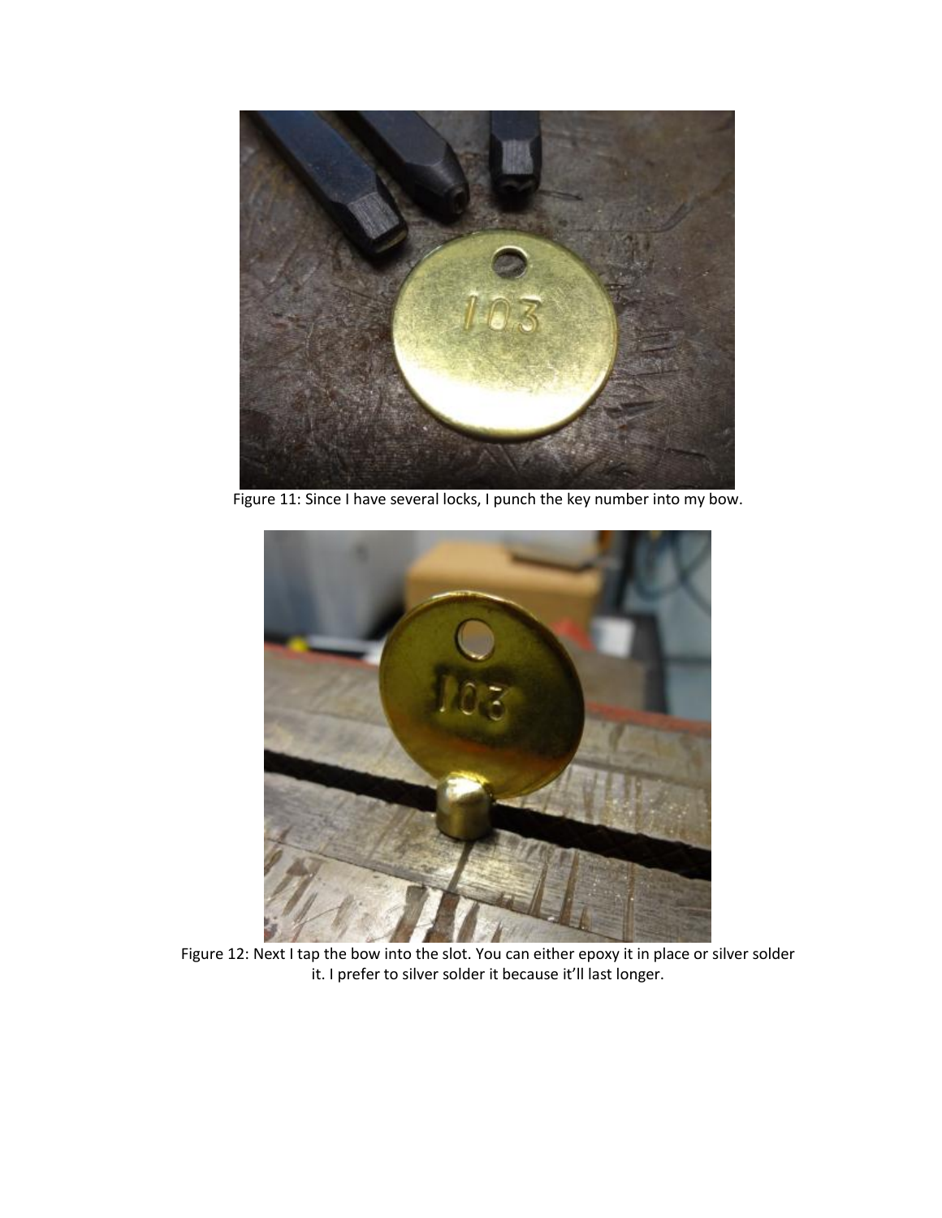Figure 11: Since I have several locks, I punch the key number into my bow.

Figure 12: Next I tap the bow into the slot. You can either epoxy it in place or silver solder it. I prefer to silver solder it because it'll last longer.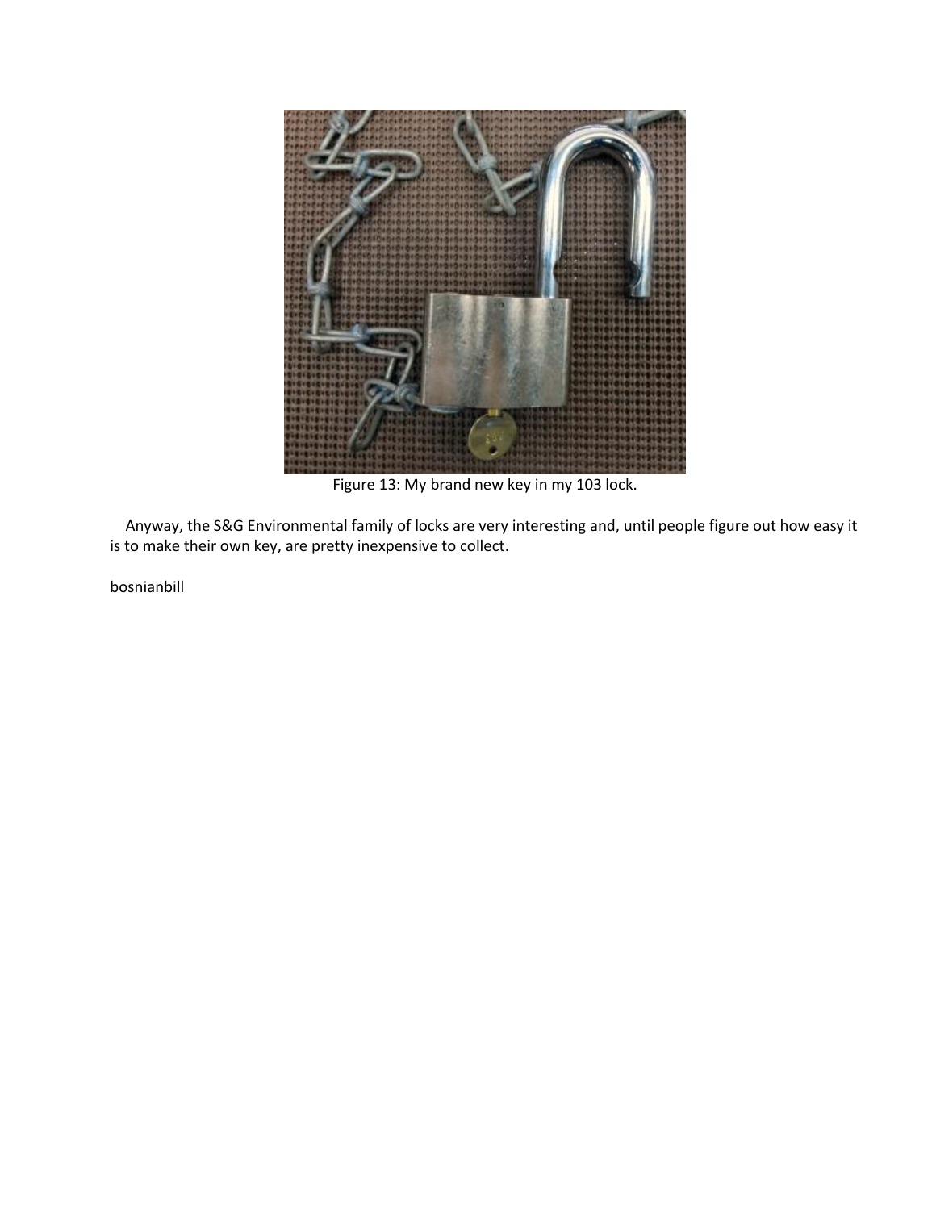Figure 13: My brand new key in my 103 lock.

Anyway, the S&G Environmental family of locks are very interesting and, until people figure out how easy it is to make their own key, are pretty inexpensive to collect.

bosnianbill